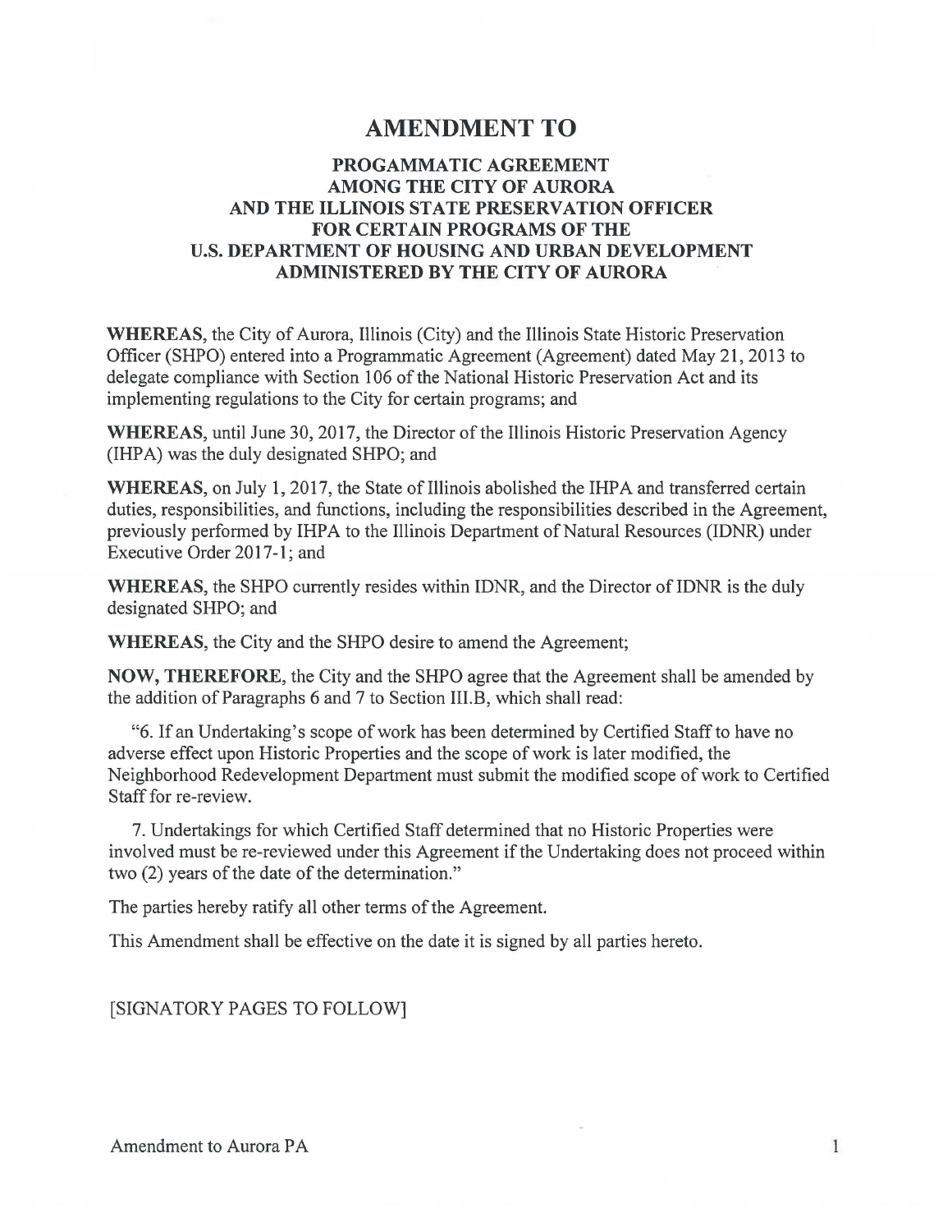# AMENDMENT TO

## PROGAMMATIC AGREEMENT AMONG THE CITY OF AURORA AND THE ILLINOIS STATE PRESERVATION OFFICER FOR CERTAIN PROGRAMS OF THE U.S. DEPARTMENT OF HOUSING AND URBAN DEVELOPMENT ADMINISTERED BY THE CITY OF AURORA

**WHEREAS**, the City of Aurora, Illinois (City) and the Illinois State Historic Preservation Officer (SHPO) entered into a Programmatic Agreement (Agreement) dated May 21, 2013 to delegate compliance with Section 106 of the National Historic Preservation Act and its implementing regulations to the City for certain programs; and

**WHEREAS**, until June 30, 2017, the Director of the Illinois Historic Preservation Agency (IHPA) was the duly designated SHPO; and

**WHEREAS**, on July 1, 2017, the State of Illinois abolished the IHPA and transferred certain duties, responsibilities, and functions, including the responsibilities described in the Agreement, previously performed by IHPA to the Illinois Department of Natural Resources (IDNR) under Executive Order 2017-1; and

**WHEREAS**, the SHPO currently resides within IDNR, and the Director of IDNR is the duly designated SHPO; and

**WHEREAS**, the City and the SHPO desire to amend the Agreement;

**NOW, THEREFORE**, the City and the SHPO agree that the Agreement shall be amended by the addition of Paragraphs 6 and 7 to Section III.B, which shall read:

"6. If an Undertaking's scope of work has been determined by Certified Staff to have no adverse effect upon Historic Properties and the scope of work is later modified, the Neighborhood Redevelopment Department must submit the modified scope of work to Certified Staff for re-review.

7. Undertakings for which Certified Staff determined that no Historic Properties were involved must be re-reviewed under this Agreement if the Undertaking does not proceed within two (2) years of the date of the determination."

The parties hereby ratify all other terms of the Agreement.

This Amendment shall be effective on the date it is signed by all parties hereto.

[SIGNATORY PAGES TO FOLLOW]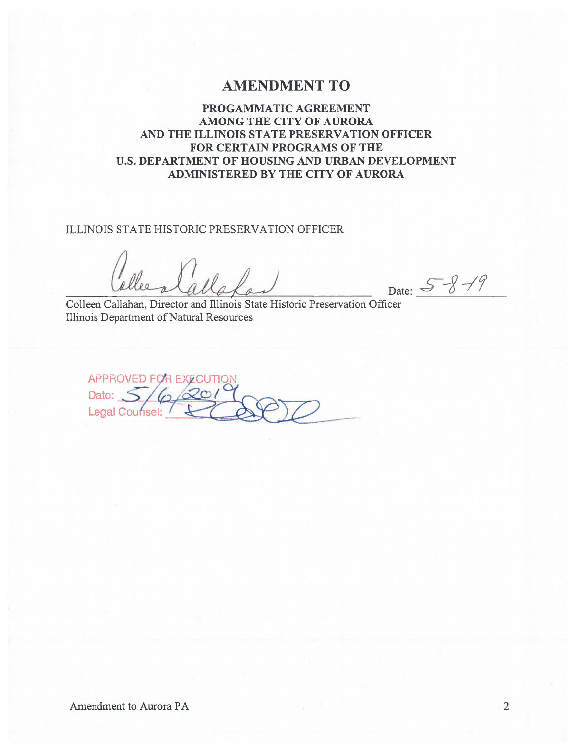# AMENDMENT TO

## PROGAMMATIC AGREEMENT AMONG THE CITY OF AURORA AND THE ILLINOIS STATE PRESERVATION OFFICER FOR CERTAIN PROGRAMS OF THE U.S. DEPARTMENT OF HOUSING AND URBAN DEVELOPMENT ADMINISTERED BY THE CITY OF AURORA

ILLINOIS STATE HISTORIC PRESERVATION OFFICER

_________________________________ Date: 5-8-19

Colleen Callahan, Director and Illinois State Historic Preservation Officer
Illinois Department of Natural Resources

APPROVED FOR EXECUTION
Date: 5/6/2019
Legal Counsel: ______________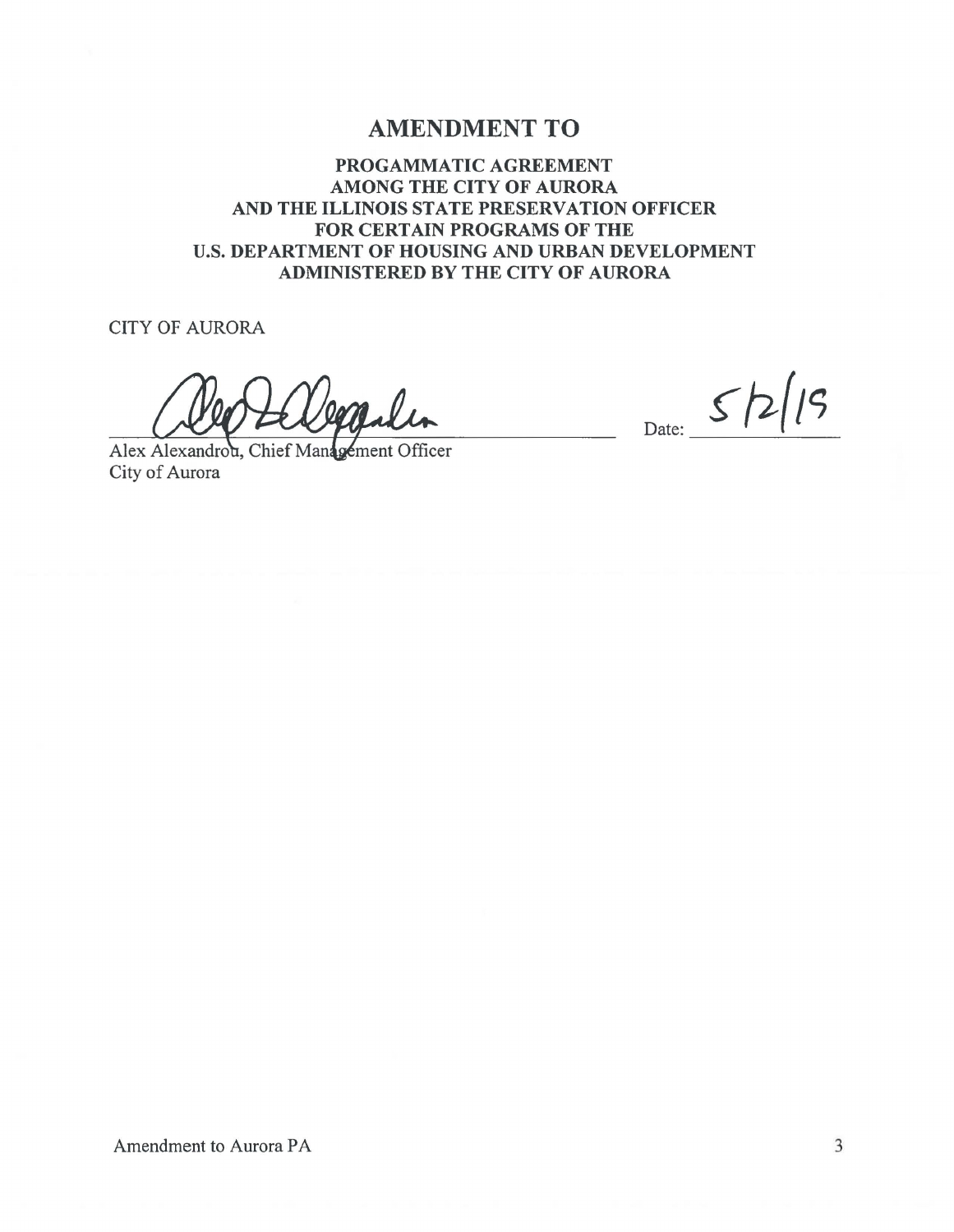# AMENDMENT TO

## PROGAMMATIC AGREEMENT AMONG THE CITY OF AURORA AND THE ILLINOIS STATE PRESERVATION OFFICER FOR CERTAIN PROGRAMS OF THE U.S. DEPARTMENT OF HOUSING AND URBAN DEVELOPMENT ADMINISTERED BY THE CITY OF AURORA

CITY OF AURORA

_________________________________ Date: 5/2/19

Alex Alexandrou, Chief Management Officer
City of Aurora